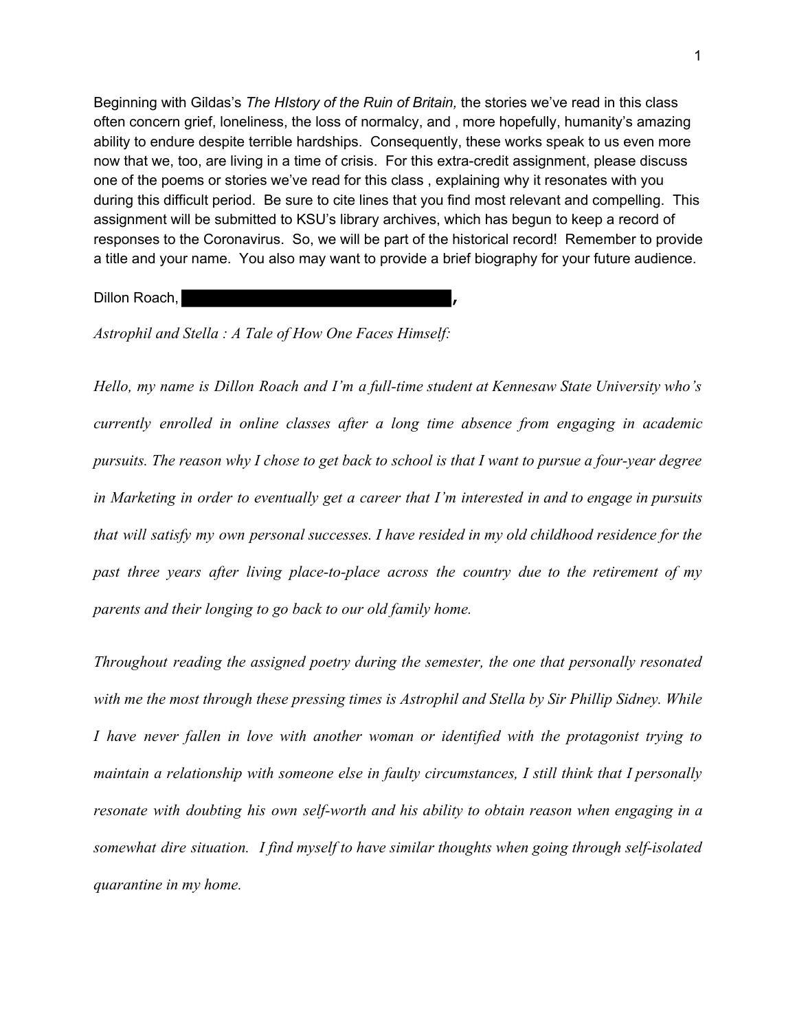Beginning with Gildas's *The HIstory of the Ruin of Britain,* the stories we've read in this class often concern grief, loneliness, the loss of normalcy, and , more hopefully, humanity's amazing ability to endure despite terrible hardships. Consequently, these works speak to us even more now that we, too, are living in a time of crisis. For this extra-credit assignment, please discuss one of the poems or stories we've read for this class , explaining why it resonates with you during this difficult period. Be sure to cite lines that you find most relevant and compelling. This assignment will be submitted to KSU's library archives, which has begun to keep a record of responses to the Coronavirus. So, we will be part of the historical record! Remember to provide a title and your name. You also may want to provide a brief biography for your future audience.

Dillon Roach, ██████████████████,

*Astrophil and Stella : A Tale of How One Faces Himself:*

*Hello, my name is Dillon Roach and I'm a full-time student at Kennesaw State University who's currently enrolled in online classes after a long time absence from engaging in academic pursuits. The reason why I chose to get back to school is that I want to pursue a four-year degree in Marketing in order to eventually get a career that I'm interested in and to engage in pursuits that will satisfy my own personal successes. I have resided in my old childhood residence for the past three years after living place-to-place across the country due to the retirement of my parents and their longing to go back to our old family home.*

*Throughout reading the assigned poetry during the semester, the one that personally resonated with me the most through these pressing times is Astrophil and Stella by Sir Phillip Sidney. While I have never fallen in love with another woman or identified with the protagonist trying to maintain a relationship with someone else in faulty circumstances, I still think that I personally resonate with doubting his own self-worth and his ability to obtain reason when engaging in a somewhat dire situation. I find myself to have similar thoughts when going through self-isolated quarantine in my home.*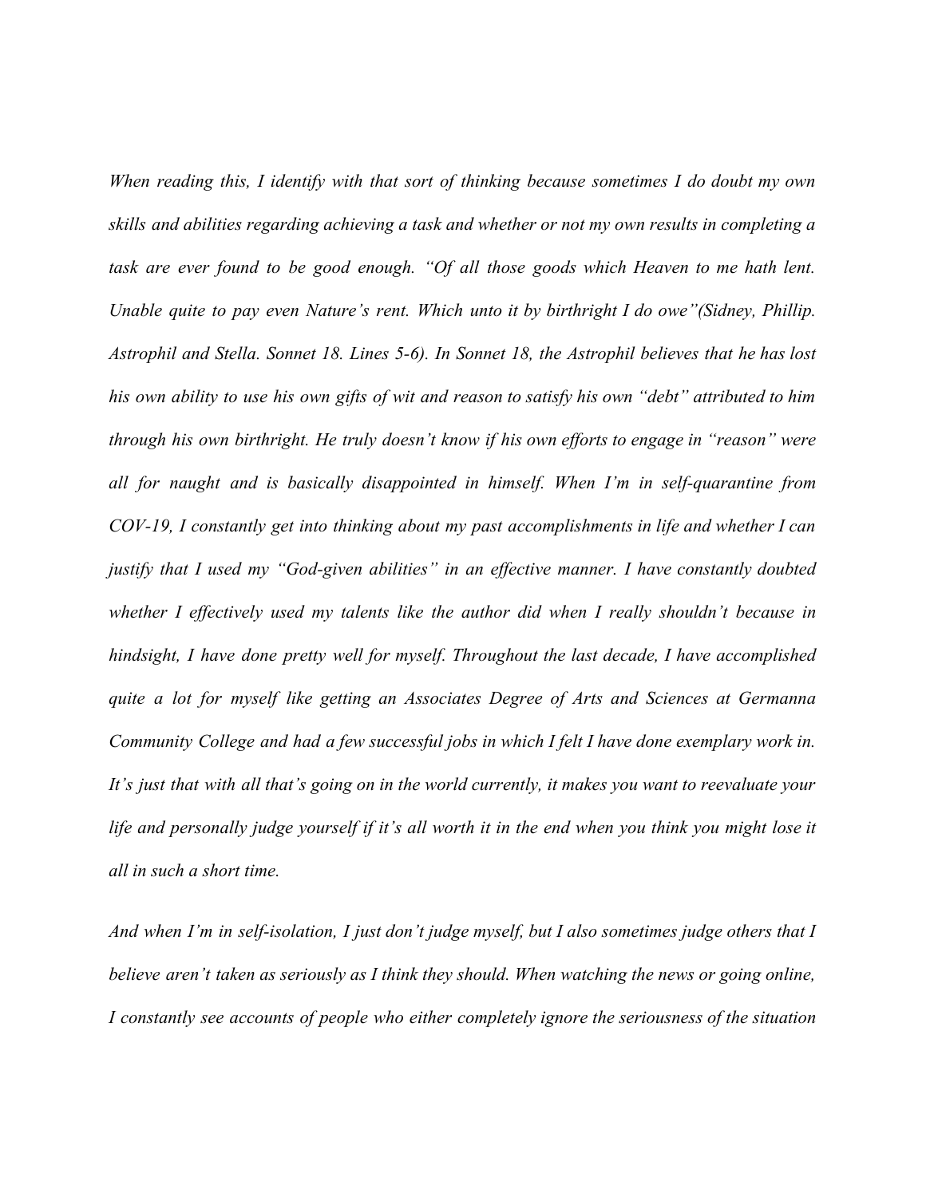*When reading this, I identify with that sort of thinking because sometimes I do doubt my own skills and abilities regarding achieving a task and whether or not my own results in completing a task are ever found to be good enough. "Of all those goods which Heaven to me hath lent. Unable quite to pay even Nature's rent. Which unto it by birthright I do owe"(Sidney, Phillip. Astrophil and Stella. Sonnet 18. Lines 5-6). In Sonnet 18, the Astrophil believes that he has lost his own ability to use his own gifts of wit and reason to satisfy his own "debt" attributed to him through his own birthright. He truly doesn't know if his own efforts to engage in "reason" were all for naught and is basically disappointed in himself. When I'm in self-quarantine from COV-19, I constantly get into thinking about my past accomplishments in life and whether I can justify that I used my "God-given abilities" in an effective manner. I have constantly doubted whether I effectively used my talents like the author did when I really shouldn't because in hindsight, I have done pretty well for myself. Throughout the last decade, I have accomplished quite a lot for myself like getting an Associates Degree of Arts and Sciences at Germanna Community College and had a few successful jobs in which I felt I have done exemplary work in. It's just that with all that's going on in the world currently, it makes you want to reevaluate your life and personally judge yourself if it's all worth it in the end when you think you might lose it all in such a short time.*

*And when I'm in self-isolation, I just don't judge myself, but I also sometimes judge others that I believe aren't taken as seriously as I think they should. When watching the news or going online, I constantly see accounts of people who either completely ignore the seriousness of the situation*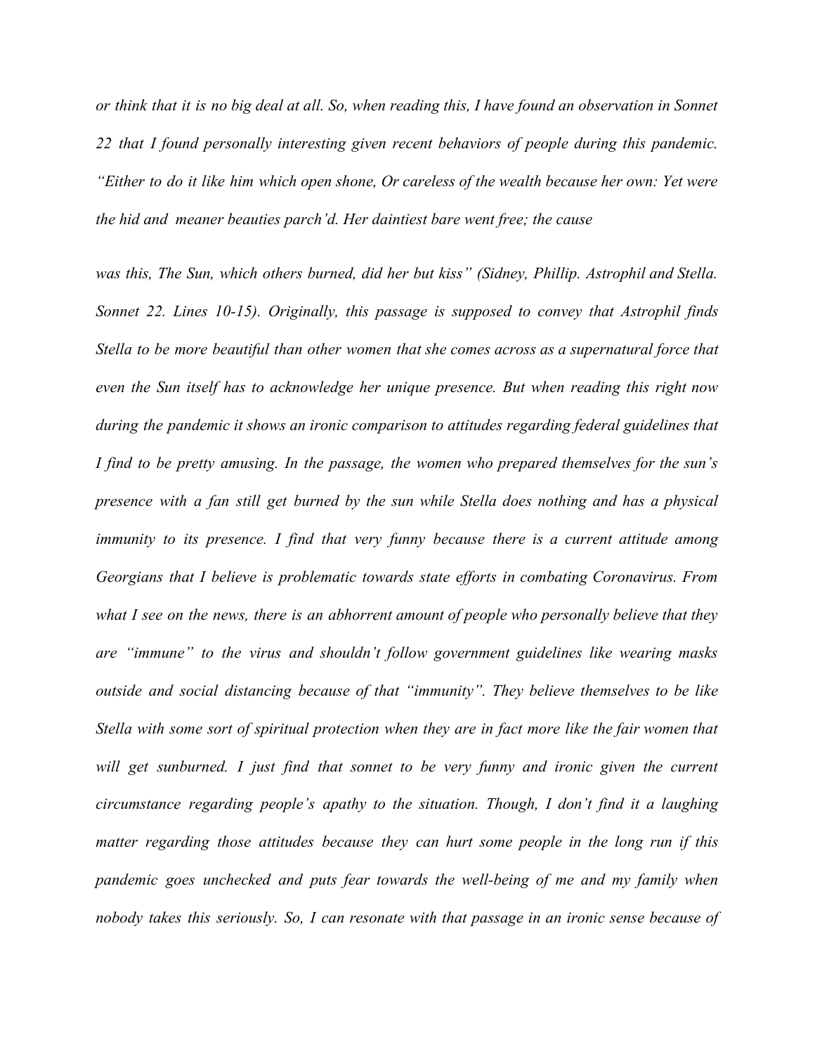*or think that it is no big deal at all. So, when reading this, I have found an observation in Sonnet 22 that I found personally interesting given recent behaviors of people during this pandemic. "Either to do it like him which open shone, Or careless of the wealth because her own: Yet were the hid and meaner beauties parch'd. Her daintiest bare went free; the cause*

*was this, The Sun, which others burned, did her but kiss" (Sidney, Phillip. Astrophil and Stella. Sonnet 22. Lines 10-15). Originally, this passage is supposed to convey that Astrophil finds Stella to be more beautiful than other women that she comes across as a supernatural force that even the Sun itself has to acknowledge her unique presence. But when reading this right now during the pandemic it shows an ironic comparison to attitudes regarding federal guidelines that I find to be pretty amusing. In the passage, the women who prepared themselves for the sun's presence with a fan still get burned by the sun while Stella does nothing and has a physical immunity to its presence. I find that very funny because there is a current attitude among Georgians that I believe is problematic towards state efforts in combating Coronavirus. From what I see on the news, there is an abhorrent amount of people who personally believe that they are "immune" to the virus and shouldn't follow government guidelines like wearing masks outside and social distancing because of that "immunity". They believe themselves to be like Stella with some sort of spiritual protection when they are in fact more like the fair women that will get sunburned. I just find that sonnet to be very funny and ironic given the current circumstance regarding people's apathy to the situation. Though, I don't find it a laughing matter regarding those attitudes because they can hurt some people in the long run if this pandemic goes unchecked and puts fear towards the well-being of me and my family when nobody takes this seriously. So, I can resonate with that passage in an ironic sense because of*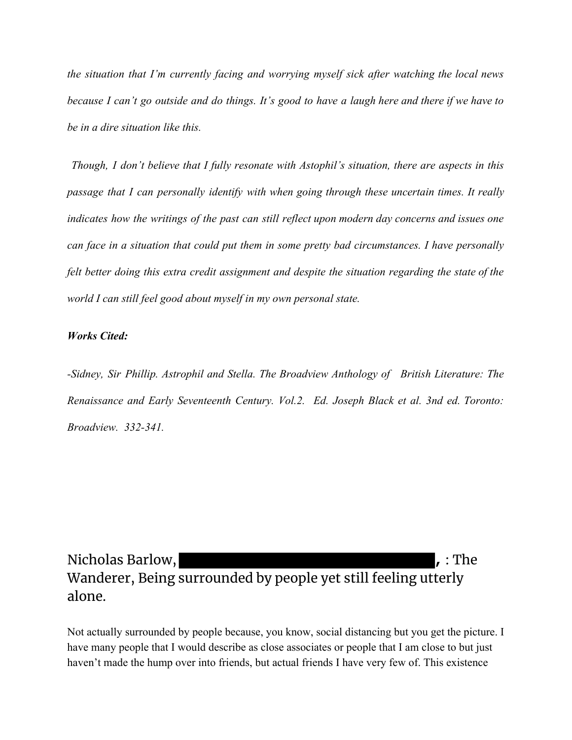*the situation that I'm currently facing and worrying myself sick after watching the local news because I can't go outside and do things. It's good to have a laugh here and there if we have to be in a dire situation like this.*

*Though, I don't believe that I fully resonate with Astophil's situation, there are aspects in this passage that I can personally identify with when going through these uncertain times. It really indicates how the writings of the past can still reflect upon modern day concerns and issues one can face in a situation that could put them in some pretty bad circumstances. I have personally felt better doing this extra credit assignment and despite the situation regarding the state of the world I can still feel good about myself in my own personal state.*

***Works Cited:***

*-Sidney, Sir Phillip. Astrophil and Stella. The Broadview Anthology of British Literature: The Renaissance and Early Seventeenth Century. Vol.2. Ed. Joseph Black et al. 3nd ed. Toronto: Broadview. 332-341.*

## Nicholas Barlow, █████████████████████, : The Wanderer, Being surrounded by people yet still feeling utterly alone.

Not actually surrounded by people because, you know, social distancing but you get the picture. I have many people that I would describe as close associates or people that I am close to but just haven't made the hump over into friends, but actual friends I have very few of. This existence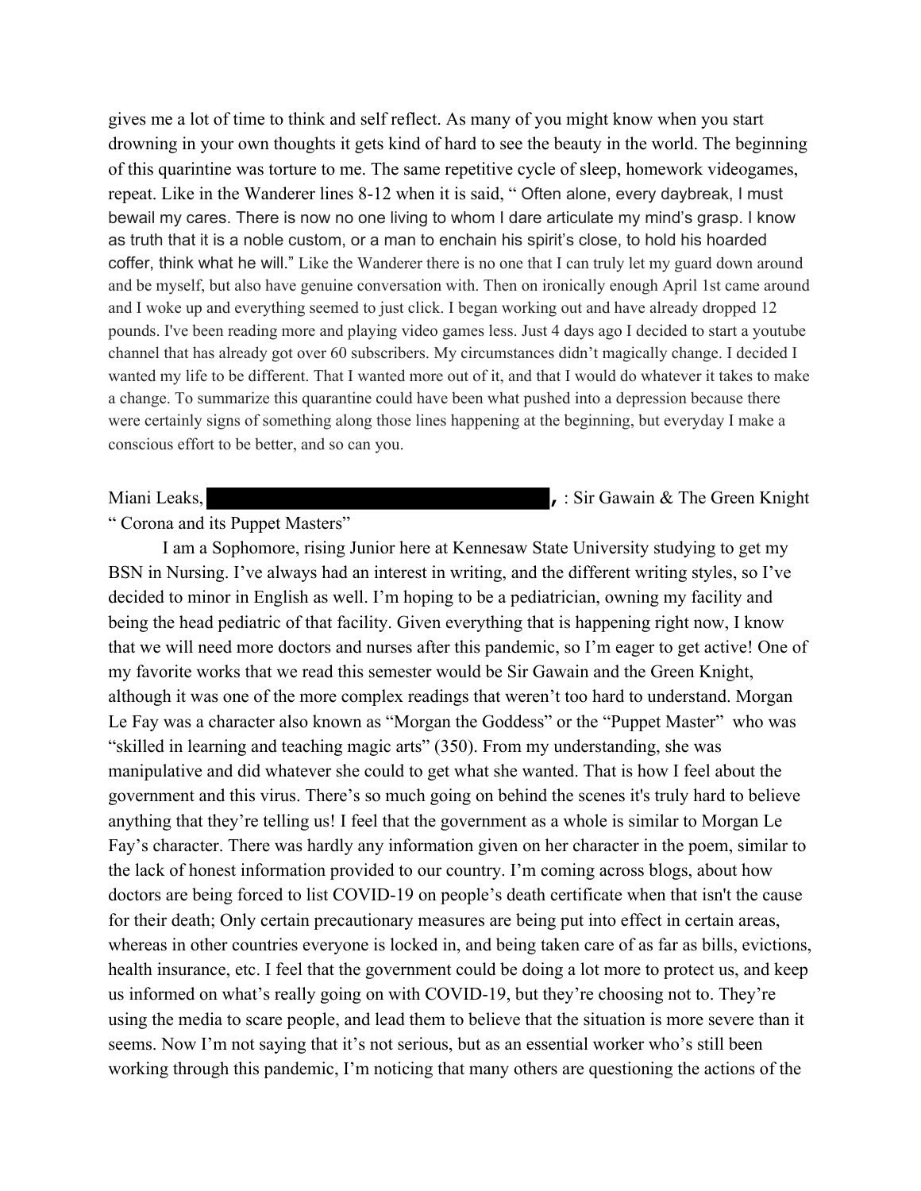gives me a lot of time to think and self reflect. As many of you might know when you start drowning in your own thoughts it gets kind of hard to see the beauty in the world. The beginning of this quarintine was torture to me. The same repetitive cycle of sleep, homework videogames, repeat. Like in the Wanderer lines 8-12 when it is said, " Often alone, every daybreak, I must bewail my cares. There is now no one living to whom I dare articulate my mind's grasp. I know as truth that it is a noble custom, or a man to enchain his spirit's close, to hold his hoarded coffer, think what he will." Like the Wanderer there is no one that I can truly let my guard down around and be myself, but also have genuine conversation with. Then on ironically enough April 1st came around and I woke up and everything seemed to just click. I began working out and have already dropped 12 pounds. I've been reading more and playing video games less. Just 4 days ago I decided to start a youtube channel that has already got over 60 subscribers. My circumstances didn't magically change. I decided I wanted my life to be different. That I wanted more out of it, and that I would do whatever it takes to make a change. To summarize this quarantine could have been what pushed into a depression because there were certainly signs of something along those lines happening at the beginning, but everyday I make a conscious effort to be better, and so can you.

Miani Leaks, [REDACTED], : Sir Gawain & The Green Knight

" Corona and its Puppet Masters"

I am a Sophomore, rising Junior here at Kennesaw State University studying to get my BSN in Nursing. I've always had an interest in writing, and the different writing styles, so I've decided to minor in English as well. I'm hoping to be a pediatrician, owning my facility and being the head pediatric of that facility. Given everything that is happening right now, I know that we will need more doctors and nurses after this pandemic, so I'm eager to get active! One of my favorite works that we read this semester would be Sir Gawain and the Green Knight, although it was one of the more complex readings that weren't too hard to understand. Morgan Le Fay was a character also known as "Morgan the Goddess" or the "Puppet Master" who was "skilled in learning and teaching magic arts" (350). From my understanding, she was manipulative and did whatever she could to get what she wanted. That is how I feel about the government and this virus. There's so much going on behind the scenes it's truly hard to believe anything that they're telling us! I feel that the government as a whole is similar to Morgan Le Fay's character. There was hardly any information given on her character in the poem, similar to the lack of honest information provided to our country. I'm coming across blogs, about how doctors are being forced to list COVID-19 on people's death certificate when that isn't the cause for their death; Only certain precautionary measures are being put into effect in certain areas, whereas in other countries everyone is locked in, and being taken care of as far as bills, evictions, health insurance, etc. I feel that the government could be doing a lot more to protect us, and keep us informed on what's really going on with COVID-19, but they're choosing not to. They're using the media to scare people, and lead them to believe that the situation is more severe than it seems. Now I'm not saying that it's not serious, but as an essential worker who's still been working through this pandemic, I'm noticing that many others are questioning the actions of the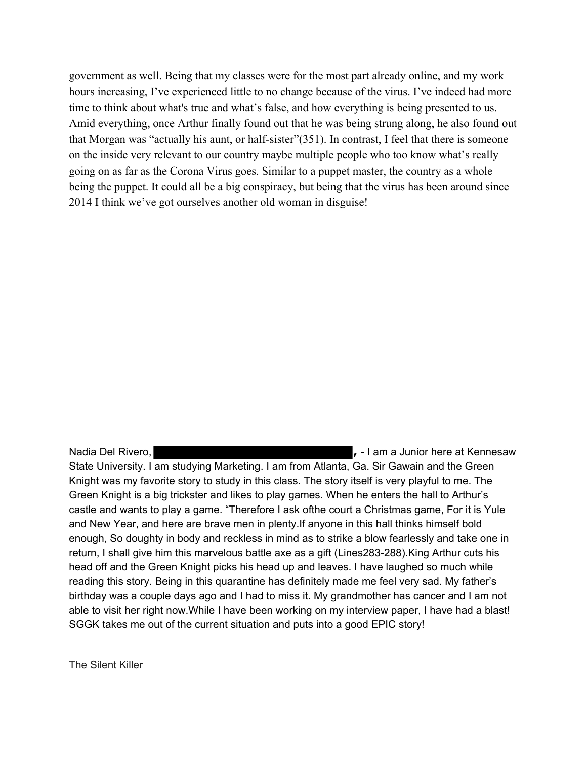government as well. Being that my classes were for the most part already online, and my work hours increasing, I've experienced little to no change because of the virus. I've indeed had more time to think about what's true and what's false, and how everything is being presented to us. Amid everything, once Arthur finally found out that he was being strung along, he also found out that Morgan was "actually his aunt, or half-sister"(351). In contrast, I feel that there is someone on the inside very relevant to our country maybe multiple people who too know what's really going on as far as the Corona Virus goes. Similar to a puppet master, the country as a whole being the puppet. It could all be a big conspiracy, but being that the virus has been around since 2014 I think we've got ourselves another old woman in disguise!

Nadia Del Rivero, [REDACTED], - I am a Junior here at Kennesaw State University. I am studying Marketing. I am from Atlanta, Ga. Sir Gawain and the Green Knight was my favorite story to study in this class. The story itself is very playful to me. The Green Knight is a big trickster and likes to play games. When he enters the hall to Arthur's castle and wants to play a game. "Therefore I ask ofthe court a Christmas game, For it is Yule and New Year, and here are brave men in plenty.If anyone in this hall thinks himself bold enough, So doughty in body and reckless in mind as to strike a blow fearlessly and take one in return, I shall give him this marvelous battle axe as a gift (Lines283-288).King Arthur cuts his head off and the Green Knight picks his head up and leaves. I have laughed so much while reading this story. Being in this quarantine has definitely made me feel very sad. My father's birthday was a couple days ago and I had to miss it. My grandmother has cancer and I am not able to visit her right now.While I have been working on my interview paper, I have had a blast! SGGK takes me out of the current situation and puts into a good EPIC story!

The Silent Killer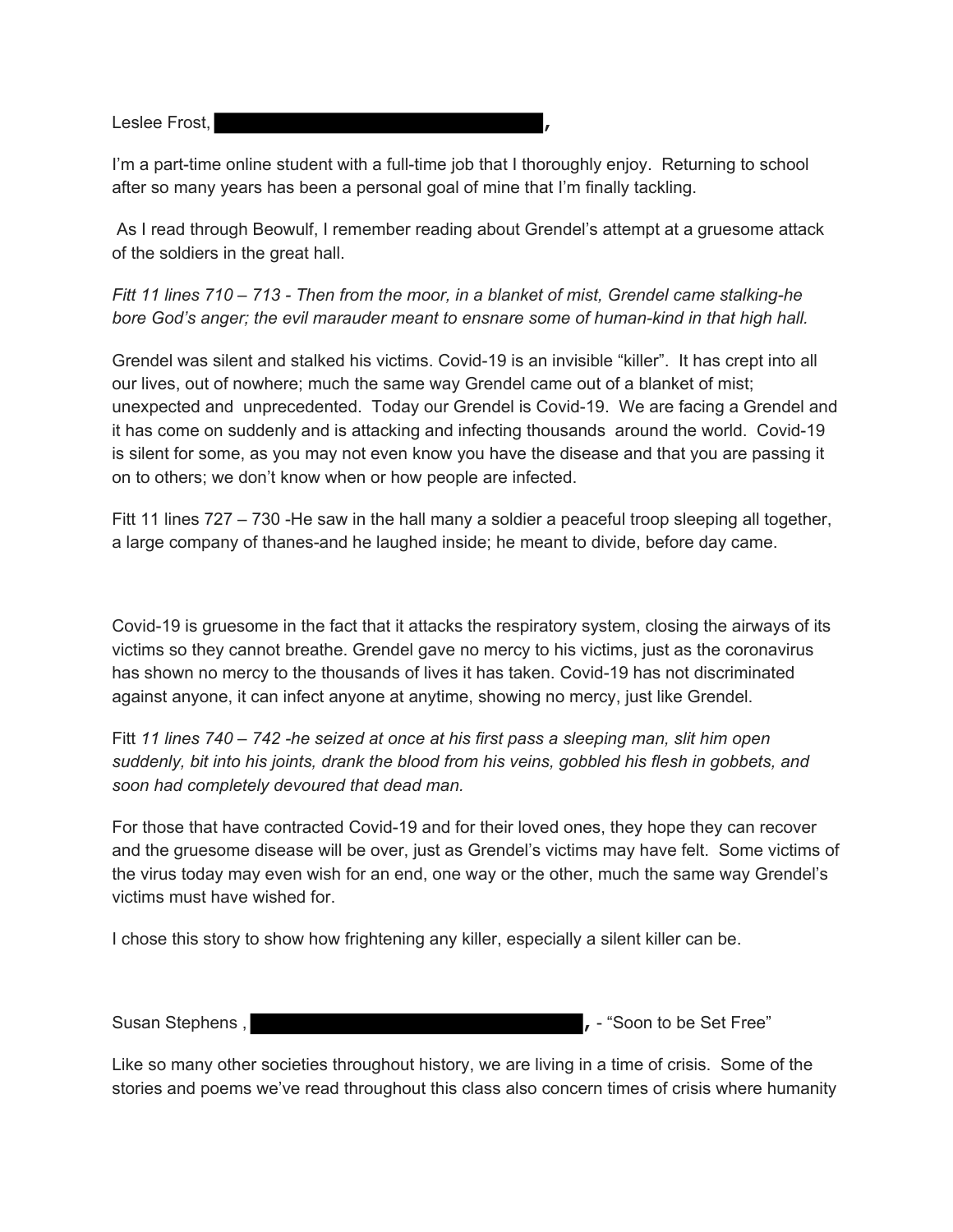Leslee Frost, ████████████████████,

I'm a part-time online student with a full-time job that I thoroughly enjoy. Returning to school after so many years has been a personal goal of mine that I'm finally tackling.

As I read through Beowulf, I remember reading about Grendel's attempt at a gruesome attack of the soldiers in the great hall.

*Fitt 11 lines 710 – 713 - Then from the moor, in a blanket of mist, Grendel came stalking-he bore God's anger; the evil marauder meant to ensnare some of human-kind in that high hall.*

Grendel was silent and stalked his victims. Covid-19 is an invisible "killer". It has crept into all our lives, out of nowhere; much the same way Grendel came out of a blanket of mist; unexpected and unprecedented. Today our Grendel is Covid-19. We are facing a Grendel and it has come on suddenly and is attacking and infecting thousands around the world. Covid-19 is silent for some, as you may not even know you have the disease and that you are passing it on to others; we don't know when or how people are infected.

Fitt 11 lines 727 – 730 -He saw in the hall many a soldier a peaceful troop sleeping all together, a large company of thanes-and he laughed inside; he meant to divide, before day came.

Covid-19 is gruesome in the fact that it attacks the respiratory system, closing the airways of its victims so they cannot breathe. Grendel gave no mercy to his victims, just as the coronavirus has shown no mercy to the thousands of lives it has taken. Covid-19 has not discriminated against anyone, it can infect anyone at anytime, showing no mercy, just like Grendel.

Fitt *11 lines 740 – 742 -he seized at once at his first pass a sleeping man, slit him open suddenly, bit into his joints, drank the blood from his veins, gobbled his flesh in gobbets, and soon had completely devoured that dead man.*

For those that have contracted Covid-19 and for their loved ones, they hope they can recover and the gruesome disease will be over, just as Grendel's victims may have felt. Some victims of the virus today may even wish for an end, one way or the other, much the same way Grendel's victims must have wished for.

I chose this story to show how frightening any killer, especially a silent killer can be.

Susan Stephens , ████████████████████, - "Soon to be Set Free"

Like so many other societies throughout history, we are living in a time of crisis. Some of the stories and poems we've read throughout this class also concern times of crisis where humanity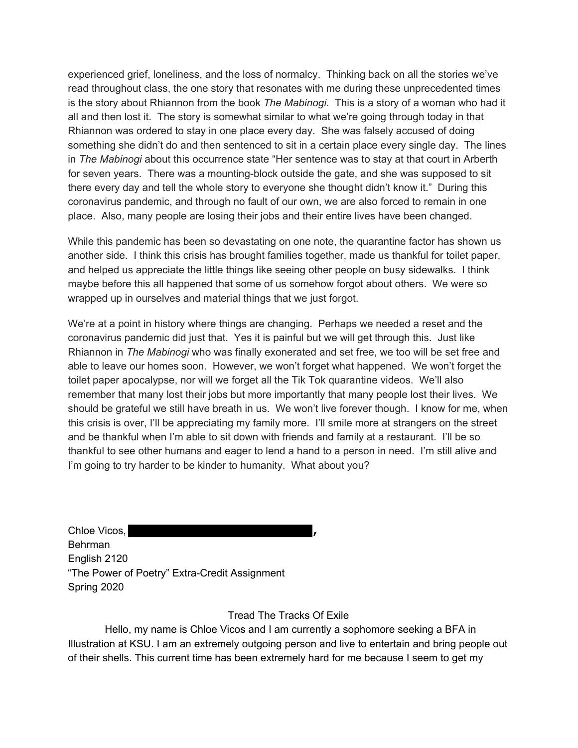experienced grief, loneliness, and the loss of normalcy. Thinking back on all the stories we've read throughout class, the one story that resonates with me during these unprecedented times is the story about Rhiannon from the book *The Mabinogi*. This is a story of a woman who had it all and then lost it. The story is somewhat similar to what we're going through today in that Rhiannon was ordered to stay in one place every day. She was falsely accused of doing something she didn't do and then sentenced to sit in a certain place every single day. The lines in *The Mabinogi* about this occurrence state "Her sentence was to stay at that court in Arberth for seven years. There was a mounting-block outside the gate, and she was supposed to sit there every day and tell the whole story to everyone she thought didn't know it." During this coronavirus pandemic, and through no fault of our own, we are also forced to remain in one place. Also, many people are losing their jobs and their entire lives have been changed.

While this pandemic has been so devastating on one note, the quarantine factor has shown us another side. I think this crisis has brought families together, made us thankful for toilet paper, and helped us appreciate the little things like seeing other people on busy sidewalks. I think maybe before this all happened that some of us somehow forgot about others. We were so wrapped up in ourselves and material things that we just forgot.

We're at a point in history where things are changing. Perhaps we needed a reset and the coronavirus pandemic did just that. Yes it is painful but we will get through this. Just like Rhiannon in *The Mabinogi* who was finally exonerated and set free, we too will be set free and able to leave our homes soon. However, we won't forget what happened. We won't forget the toilet paper apocalypse, nor will we forget all the Tik Tok quarantine videos. We'll also remember that many lost their jobs but more importantly that many people lost their lives. We should be grateful we still have breath in us. We won't live forever though. I know for me, when this crisis is over, I'll be appreciating my family more. I'll smile more at strangers on the street and be thankful when I'm able to sit down with friends and family at a restaurant. I'll be so thankful to see other humans and eager to lend a hand to a person in need. I'm still alive and I'm going to try harder to be kinder to humanity. What about you?

Chloe Vicos, [REDACTED],
Behrman
English 2120
"The Power of Poetry" Extra-Credit Assignment
Spring 2020

## Tread The Tracks Of Exile

Hello, my name is Chloe Vicos and I am currently a sophomore seeking a BFA in Illustration at KSU. I am an extremely outgoing person and live to entertain and bring people out of their shells. This current time has been extremely hard for me because I seem to get my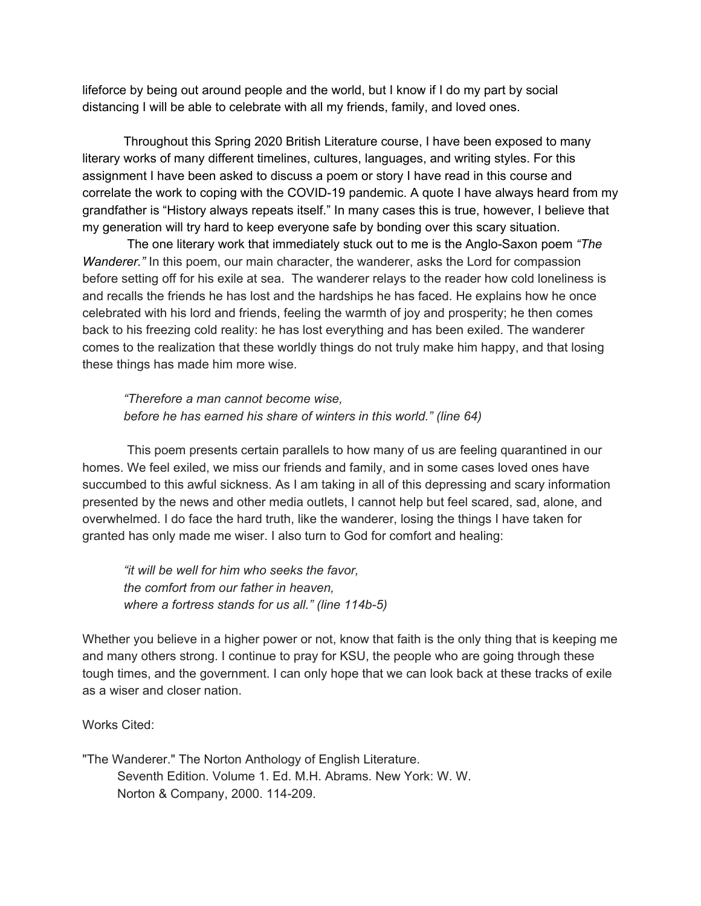lifeforce by being out around people and the world, but I know if I do my part by social distancing I will be able to celebrate with all my friends, family, and loved ones.

Throughout this Spring 2020 British Literature course, I have been exposed to many literary works of many different timelines, cultures, languages, and writing styles. For this assignment I have been asked to discuss a poem or story I have read in this course and correlate the work to coping with the COVID-19 pandemic. A quote I have always heard from my grandfather is "History always repeats itself." In many cases this is true, however, I believe that my generation will try hard to keep everyone safe by bonding over this scary situation.

The one literary work that immediately stuck out to me is the Anglo-Saxon poem *"The Wanderer."* In this poem, our main character, the wanderer, asks the Lord for compassion before setting off for his exile at sea. The wanderer relays to the reader how cold loneliness is and recalls the friends he has lost and the hardships he has faced. He explains how he once celebrated with his lord and friends, feeling the warmth of joy and prosperity; he then comes back to his freezing cold reality: he has lost everything and has been exiled. The wanderer comes to the realization that these worldly things do not truly make him happy, and that losing these things has made him more wise.

> *"Therefore a man cannot become wise,*
> *before he has earned his share of winters in this world." (line 64)*

This poem presents certain parallels to how many of us are feeling quarantined in our homes. We feel exiled, we miss our friends and family, and in some cases loved ones have succumbed to this awful sickness. As I am taking in all of this depressing and scary information presented by the news and other media outlets, I cannot help but feel scared, sad, alone, and overwhelmed. I do face the hard truth, like the wanderer, losing the things I have taken for granted has only made me wiser. I also turn to God for comfort and healing:

> *"it will be well for him who seeks the favor,*
> *the comfort from our father in heaven,*
> *where a fortress stands for us all." (line 114b-5)*

Whether you believe in a higher power or not, know that faith is the only thing that is keeping me and many others strong. I continue to pray for KSU, the people who are going through these tough times, and the government. I can only hope that we can look back at these tracks of exile as a wiser and closer nation.

Works Cited:

"The Wanderer." The Norton Anthology of English Literature. Seventh Edition. Volume 1. Ed. M.H. Abrams. New York: W. W. Norton & Company, 2000. 114-209.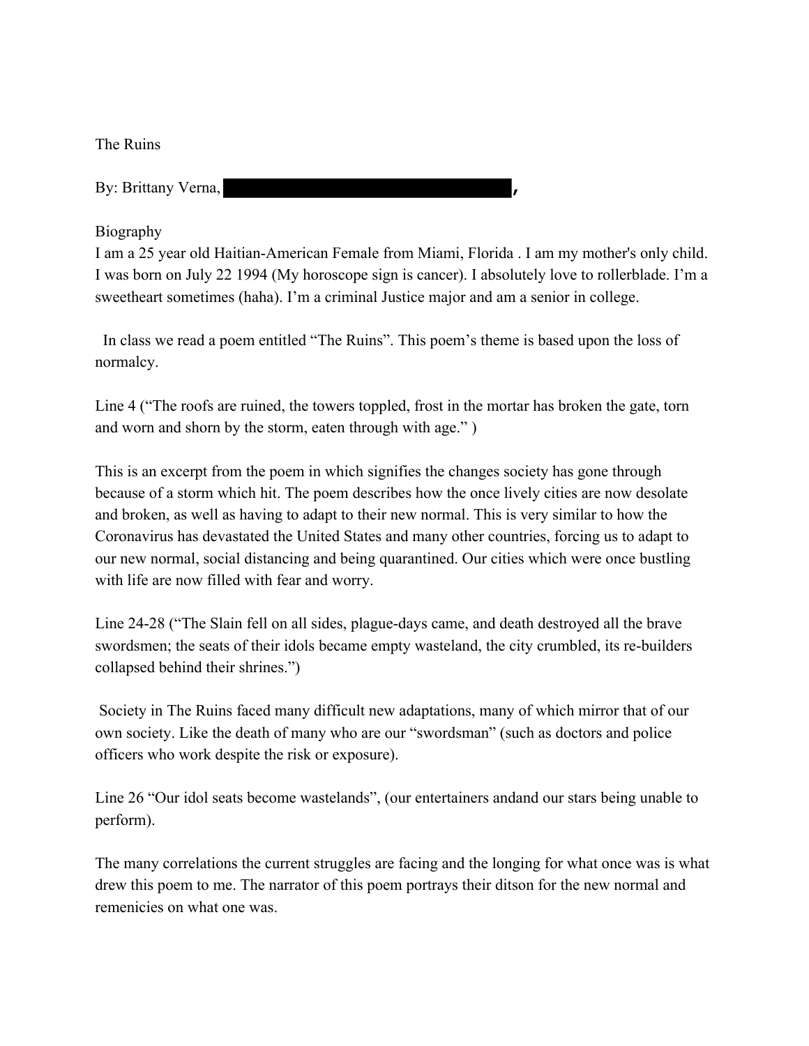The Ruins

By: Brittany Verna, ████████████████████,

Biography

I am a 25 year old Haitian-American Female from Miami, Florida . I am my mother's only child. I was born on July 22 1994 (My horoscope sign is cancer). I absolutely love to rollerblade. I'm a sweetheart sometimes (haha). I'm a criminal Justice major and am a senior in college.

In class we read a poem entitled "The Ruins". This poem's theme is based upon the loss of normalcy.

Line 4 ("The roofs are ruined, the towers toppled, frost in the mortar has broken the gate, torn and worn and shorn by the storm, eaten through with age." )

This is an excerpt from the poem in which signifies the changes society has gone through because of a storm which hit. The poem describes how the once lively cities are now desolate and broken, as well as having to adapt to their new normal. This is very similar to how the Coronavirus has devastated the United States and many other countries, forcing us to adapt to our new normal, social distancing and being quarantined. Our cities which were once bustling with life are now filled with fear and worry.

Line 24-28 ("The Slain fell on all sides, plague-days came, and death destroyed all the brave swordsmen; the seats of their idols became empty wasteland, the city crumbled, its re-builders collapsed behind their shrines.")

Society in The Ruins faced many difficult new adaptations, many of which mirror that of our own society. Like the death of many who are our "swordsman" (such as doctors and police officers who work despite the risk or exposure).

Line 26 "Our idol seats become wastelands", (our entertainers andand our stars being unable to perform).

The many correlations the current struggles are facing and the longing for what once was is what drew this poem to me. The narrator of this poem portrays their ditson for the new normal and remenicies on what one was.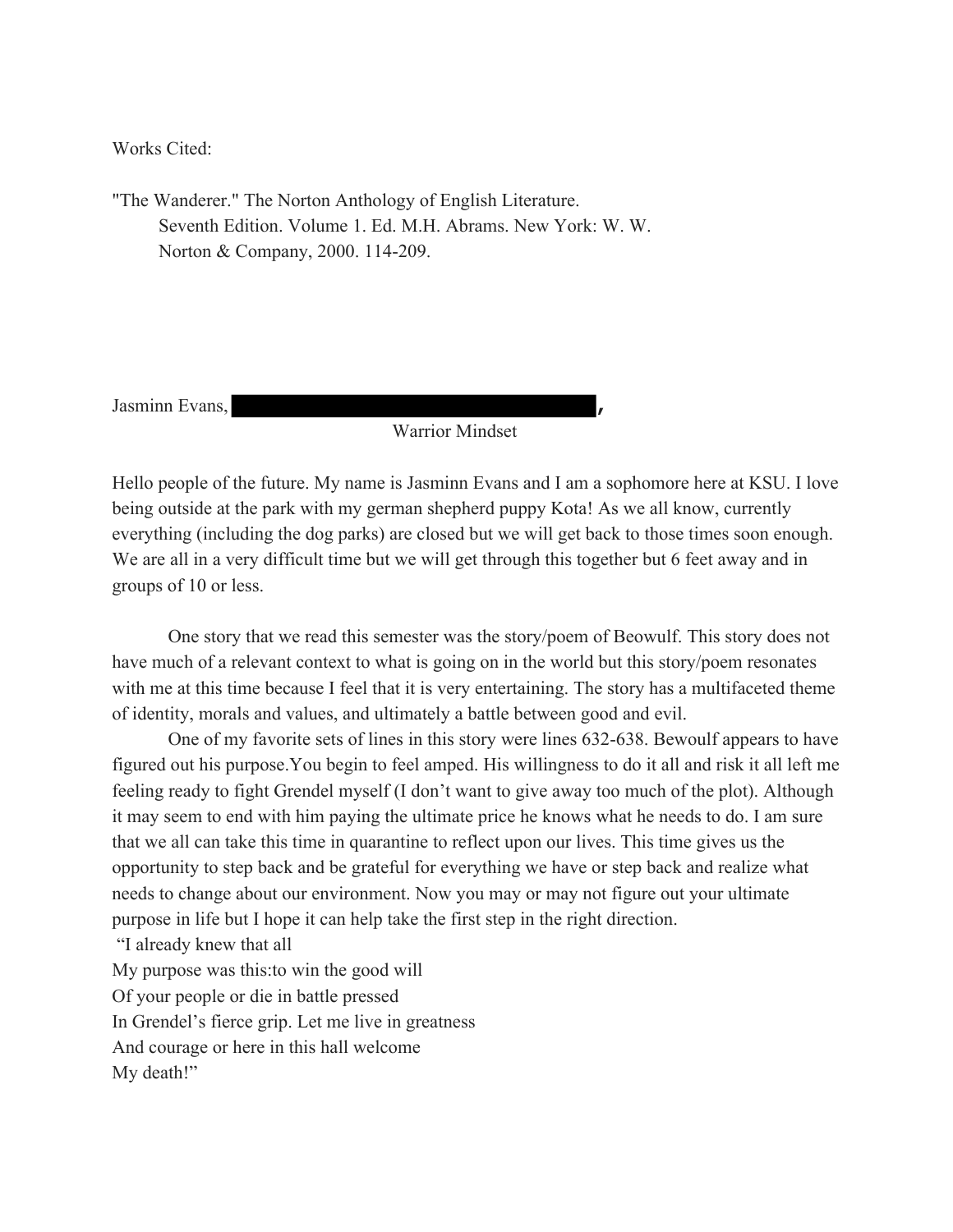Works Cited:

"The Wanderer." The Norton Anthology of English Literature. Seventh Edition. Volume 1. Ed. M.H. Abrams. New York: W. W. Norton & Company, 2000. 114-209.

Jasminn Evans, ,

Warrior Mindset

Hello people of the future. My name is Jasminn Evans and I am a sophomore here at KSU. I love being outside at the park with my german shepherd puppy Kota! As we all know, currently everything (including the dog parks) are closed but we will get back to those times soon enough. We are all in a very difficult time but we will get through this together but 6 feet away and in groups of 10 or less.

One story that we read this semester was the story/poem of Beowulf. This story does not have much of a relevant context to what is going on in the world but this story/poem resonates with me at this time because I feel that it is very entertaining. The story has a multifaceted theme of identity, morals and values, and ultimately a battle between good and evil.

One of my favorite sets of lines in this story were lines 632-638. Bewoulf appears to have figured out his purpose.You begin to feel amped. His willingness to do it all and risk it all left me feeling ready to fight Grendel myself (I don't want to give away too much of the plot). Although it may seem to end with him paying the ultimate price he knows what he needs to do. I am sure that we all can take this time in quarantine to reflect upon our lives. This time gives us the opportunity to step back and be grateful for everything we have or step back and realize what needs to change about our environment. Now you may or may not figure out your ultimate purpose in life but I hope it can help take the first step in the right direction.

"I already knew that all  
My purpose was this:to win the good will  
Of your people or die in battle pressed  
In Grendel's fierce grip. Let me live in greatness  
And courage or here in this hall welcome  
My death!"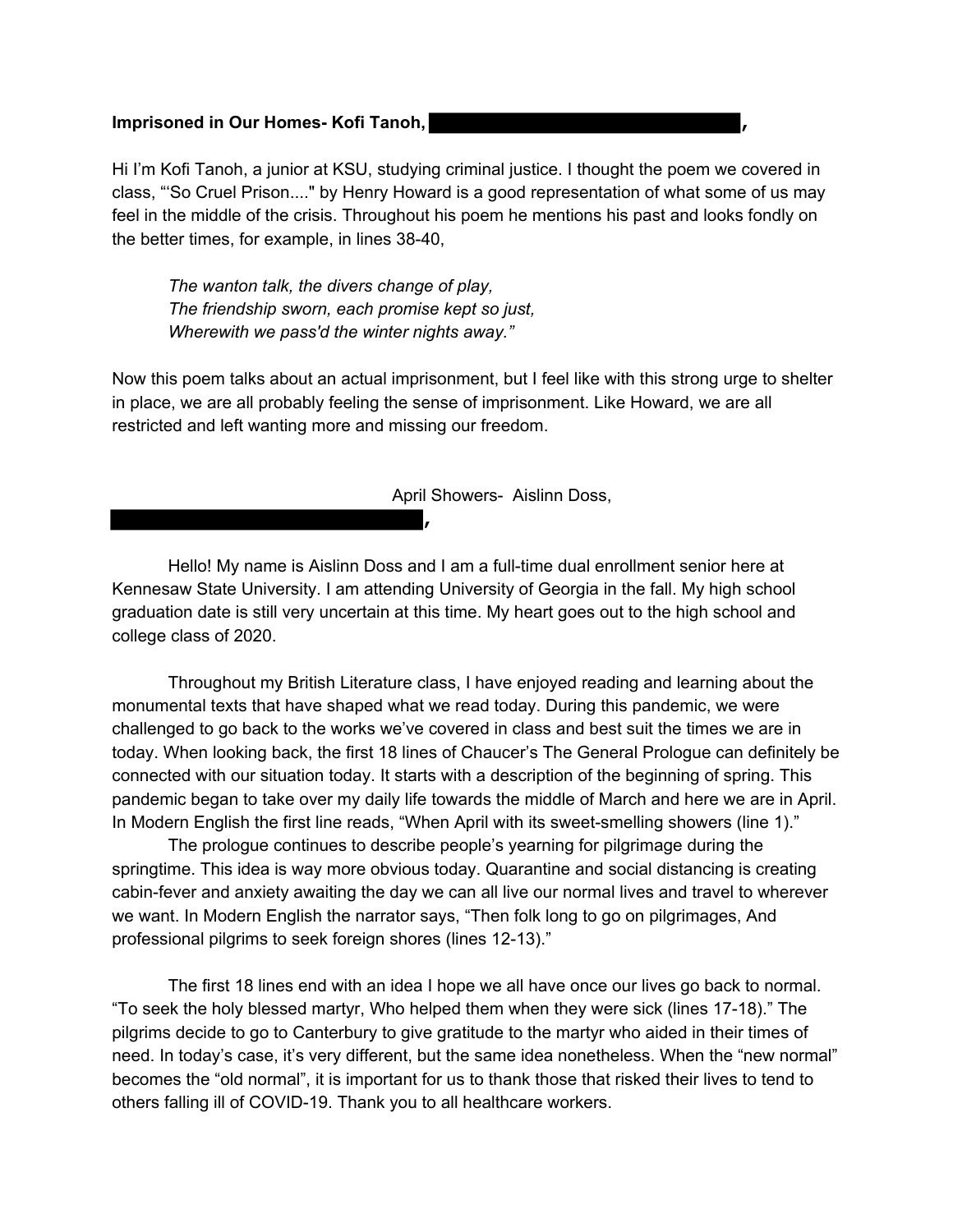**Imprisoned in Our Homes- Kofi Tanoh,** ,

Hi I'm Kofi Tanoh, a junior at KSU, studying criminal justice. I thought the poem we covered in class, "'So Cruel Prison...." by Henry Howard is a good representation of what some of us may feel in the middle of the crisis. Throughout his poem he mentions his past and looks fondly on the better times, for example, in lines 38-40,

> *The wanton talk, the divers change of play,*
> *The friendship sworn, each promise kept so just,*
> *Wherewith we pass'd the winter nights away."*

Now this poem talks about an actual imprisonment, but I feel like with this strong urge to shelter in place, we are all probably feeling the sense of imprisonment. Like Howard, we are all restricted and left wanting more and missing our freedom.

April Showers- Aislinn Doss,
,

Hello! My name is Aislinn Doss and I am a full-time dual enrollment senior here at Kennesaw State University. I am attending University of Georgia in the fall. My high school graduation date is still very uncertain at this time. My heart goes out to the high school and college class of 2020.

Throughout my British Literature class, I have enjoyed reading and learning about the monumental texts that have shaped what we read today. During this pandemic, we were challenged to go back to the works we've covered in class and best suit the times we are in today. When looking back, the first 18 lines of Chaucer's The General Prologue can definitely be connected with our situation today. It starts with a description of the beginning of spring. This pandemic began to take over my daily life towards the middle of March and here we are in April. In Modern English the first line reads, "When April with its sweet-smelling showers (line 1)."

The prologue continues to describe people's yearning for pilgrimage during the springtime. This idea is way more obvious today. Quarantine and social distancing is creating cabin-fever and anxiety awaiting the day we can all live our normal lives and travel to wherever we want. In Modern English the narrator says, "Then folk long to go on pilgrimages, And professional pilgrims to seek foreign shores (lines 12-13)."

The first 18 lines end with an idea I hope we all have once our lives go back to normal. "To seek the holy blessed martyr, Who helped them when they were sick (lines 17-18)." The pilgrims decide to go to Canterbury to give gratitude to the martyr who aided in their times of need. In today's case, it's very different, but the same idea nonetheless. When the "new normal" becomes the "old normal", it is important for us to thank those that risked their lives to tend to others falling ill of COVID-19. Thank you to all healthcare workers.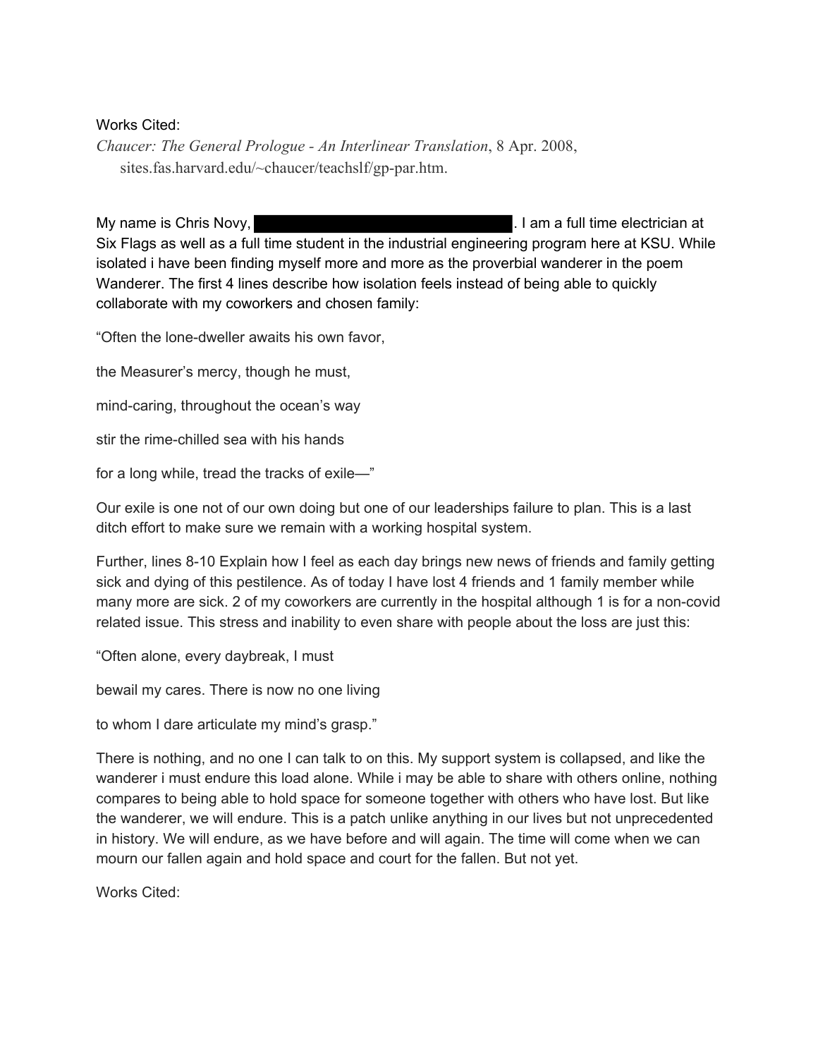Works Cited:

*Chaucer: The General Prologue - An Interlinear Translation*, 8 Apr. 2008, sites.fas.harvard.edu/~chaucer/teachslf/gp-par.htm.

My name is Chris Novy, ████████████████████. I am a full time electrician at Six Flags as well as a full time student in the industrial engineering program here at KSU. While isolated i have been finding myself more and more as the proverbial wanderer in the poem Wanderer. The first 4 lines describe how isolation feels instead of being able to quickly collaborate with my coworkers and chosen family:

“Often the lone-dweller awaits his own favor,

the Measurer’s mercy, though he must,

mind-caring, throughout the ocean’s way

stir the rime-chilled sea with his hands

for a long while, tread the tracks of exile—”

Our exile is one not of our own doing but one of our leaderships failure to plan. This is a last ditch effort to make sure we remain with a working hospital system.

Further, lines 8-10 Explain how I feel as each day brings new news of friends and family getting sick and dying of this pestilence. As of today I have lost 4 friends and 1 family member while many more are sick. 2 of my coworkers are currently in the hospital although 1 is for a non-covid related issue. This stress and inability to even share with people about the loss are just this:

“Often alone, every daybreak, I must

bewail my cares. There is now no one living

to whom I dare articulate my mind’s grasp.”

There is nothing, and no one I can talk to on this. My support system is collapsed, and like the wanderer i must endure this load alone. While i may be able to share with others online, nothing compares to being able to hold space for someone together with others who have lost. But like the wanderer, we will endure. This is a patch unlike anything in our lives but not unprecedented in history. We will endure, as we have before and will again. The time will come when we can mourn our fallen again and hold space and court for the fallen. But not yet.

Works Cited: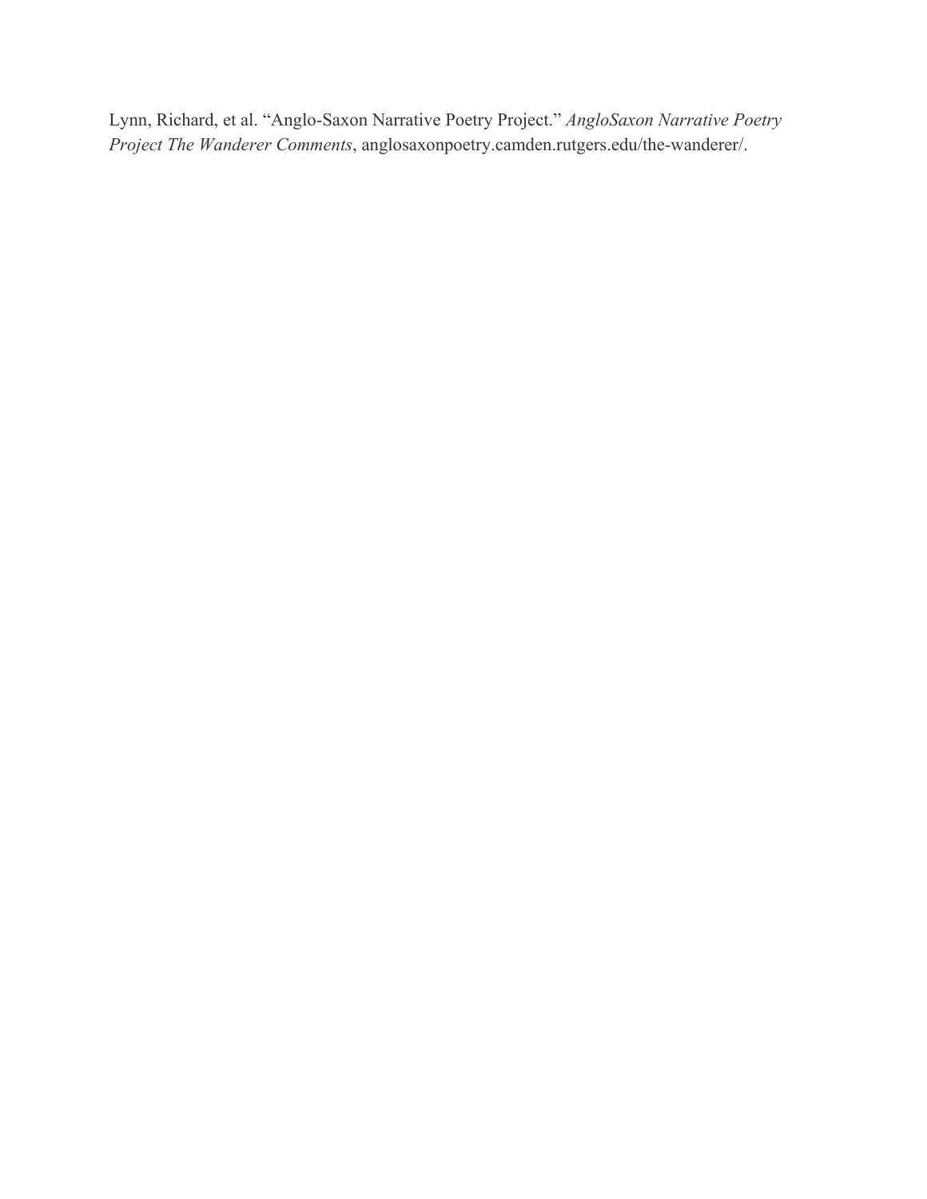Lynn, Richard, et al. "Anglo-Saxon Narrative Poetry Project." *AngloSaxon Narrative Poetry Project The Wanderer Comments*, anglosaxonpoetry.camden.rutgers.edu/the-wanderer/.